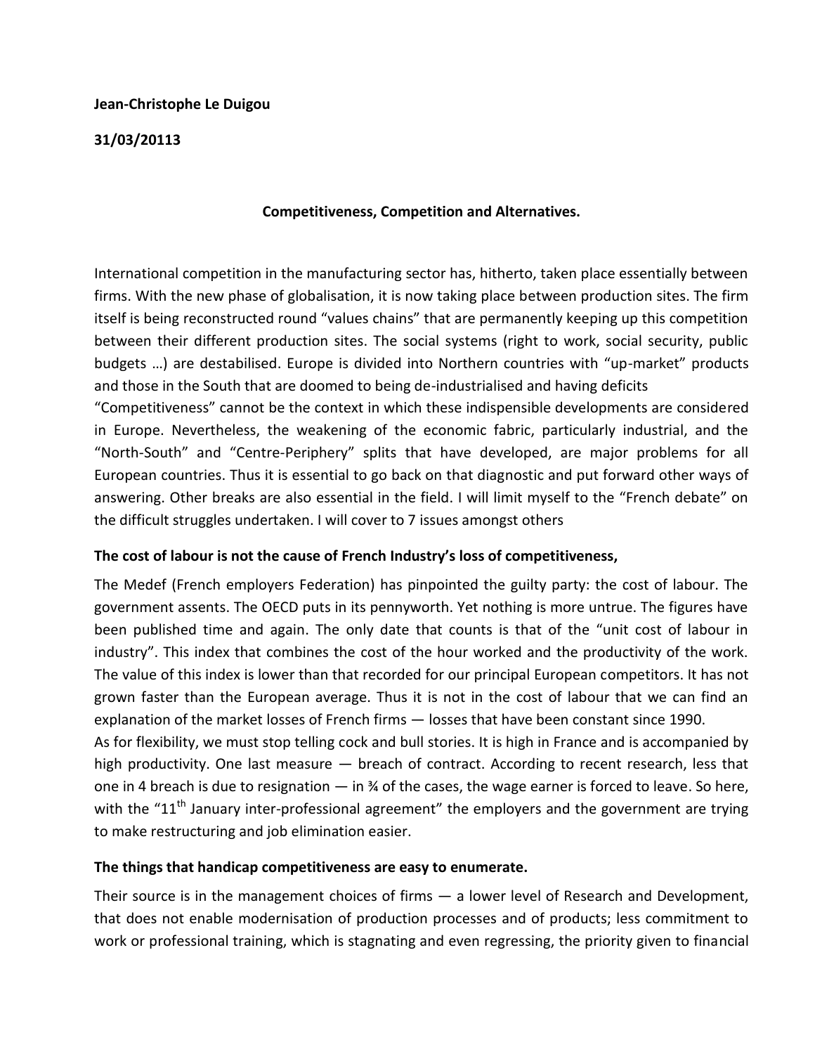**Jean-Christophe Le Duigou**

**31/03/20113**

## Competitiveness, Competition and Alternatives.

International competition in the manufacturing sector has, hitherto, taken place essentially between firms. With the new phase of globalisation, it is now taking place between production sites. The firm itself is being reconstructed round "values chains" that are permanently keeping up this competition between their different production sites. The social systems (right to work, social security, public budgets …) are destabilised. Europe is divided into Northern countries with "up-market" products and those in the South that are doomed to being de-industrialised and having deficits

"Competitiveness" cannot be the context in which these indispensible developments are considered in Europe. Nevertheless, the weakening of the economic fabric, particularly industrial, and the "North-South" and "Centre-Periphery" splits that have developed, are major problems for all European countries. Thus it is essential to go back on that diagnostic and put forward other ways of answering. Other breaks are also essential in the field. I will limit myself to the "French debate" on the difficult struggles undertaken. I will cover to 7 issues amongst others

### The cost of labour is not the cause of French Industry's loss of competitiveness,

The Medef (French employers Federation) has pinpointed the guilty party: the cost of labour. The government assents. The OECD puts in its pennyworth. Yet nothing is more untrue. The figures have been published time and again. The only date that counts is that of the "unit cost of labour in industry". This index that combines the cost of the hour worked and the productivity of the work. The value of this index is lower than that recorded for our principal European competitors. It has not grown faster than the European average. Thus it is not in the cost of labour that we can find an explanation of the market losses of French firms — losses that have been constant since 1990.

As for flexibility, we must stop telling cock and bull stories. It is high in France and is accompanied by high productivity. One last measure — breach of contract. According to recent research, less that one in 4 breach is due to resignation — in ¾ of the cases, the wage earner is forced to leave. So here, with the "11th January inter-professional agreement" the employers and the government are trying to make restructuring and job elimination easier.

### The things that handicap competitiveness are easy to enumerate.

Their source is in the management choices of firms — a lower level of Research and Development, that does not enable modernisation of production processes and of products; less commitment to work or professional training, which is stagnating and even regressing, the priority given to financial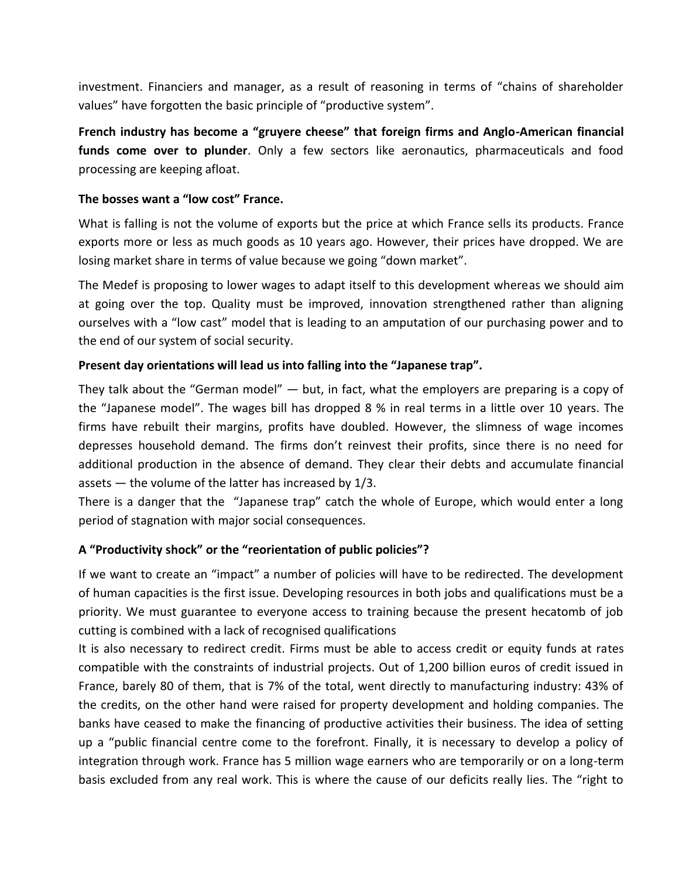investment. Financiers and manager, as a result of reasoning in terms of "chains of shareholder values" have forgotten the basic principle of "productive system".

**French industry has become a "gruyere cheese" that foreign firms and Anglo-American financial funds come over to plunder**. Only a few sectors like aeronautics, pharmaceuticals and food processing are keeping afloat.

**The bosses want a "low cost" France.**

What is falling is not the volume of exports but the price at which France sells its products. France exports more or less as much goods as 10 years ago. However, their prices have dropped. We are losing market share in terms of value because we going "down market".

The Medef is proposing to lower wages to adapt itself to this development whereas we should aim at going over the top. Quality must be improved, innovation strengthened rather than aligning ourselves with a "low cast" model that is leading to an amputation of our purchasing power and to the end of our system of social security.

**Present day orientations will lead us into falling into the "Japanese trap".**

They talk about the "German model" — but, in fact, what the employers are preparing is a copy of the "Japanese model". The wages bill has dropped 8 % in real terms in a little over 10 years. The firms have rebuilt their margins, profits have doubled. However, the slimness of wage incomes depresses household demand. The firms don't reinvest their profits, since there is no need for additional production in the absence of demand. They clear their debts and accumulate financial assets — the volume of the latter has increased by 1/3.
There is a danger that the "Japanese trap" catch the whole of Europe, which would enter a long period of stagnation with major social consequences.

### A "Productivity shock" or the "reorientation of public policies"?

If we want to create an "impact" a number of policies will have to be redirected. The development of human capacities is the first issue. Developing resources in both jobs and qualifications must be a priority. We must guarantee to everyone access to training because the present hecatomb of job cutting is combined with a lack of recognised qualifications
It is also necessary to redirect credit. Firms must be able to access credit or equity funds at rates compatible with the constraints of industrial projects. Out of 1,200 billion euros of credit issued in France, barely 80 of them, that is 7% of the total, went directly to manufacturing industry: 43% of the credits, on the other hand were raised for property development and holding companies. The banks have ceased to make the financing of productive activities their business. The idea of setting up a "public financial centre come to the forefront. Finally, it is necessary to develop a policy of integration through work. France has 5 million wage earners who are temporarily or on a long-term basis excluded from any real work. This is where the cause of our deficits really lies. The "right to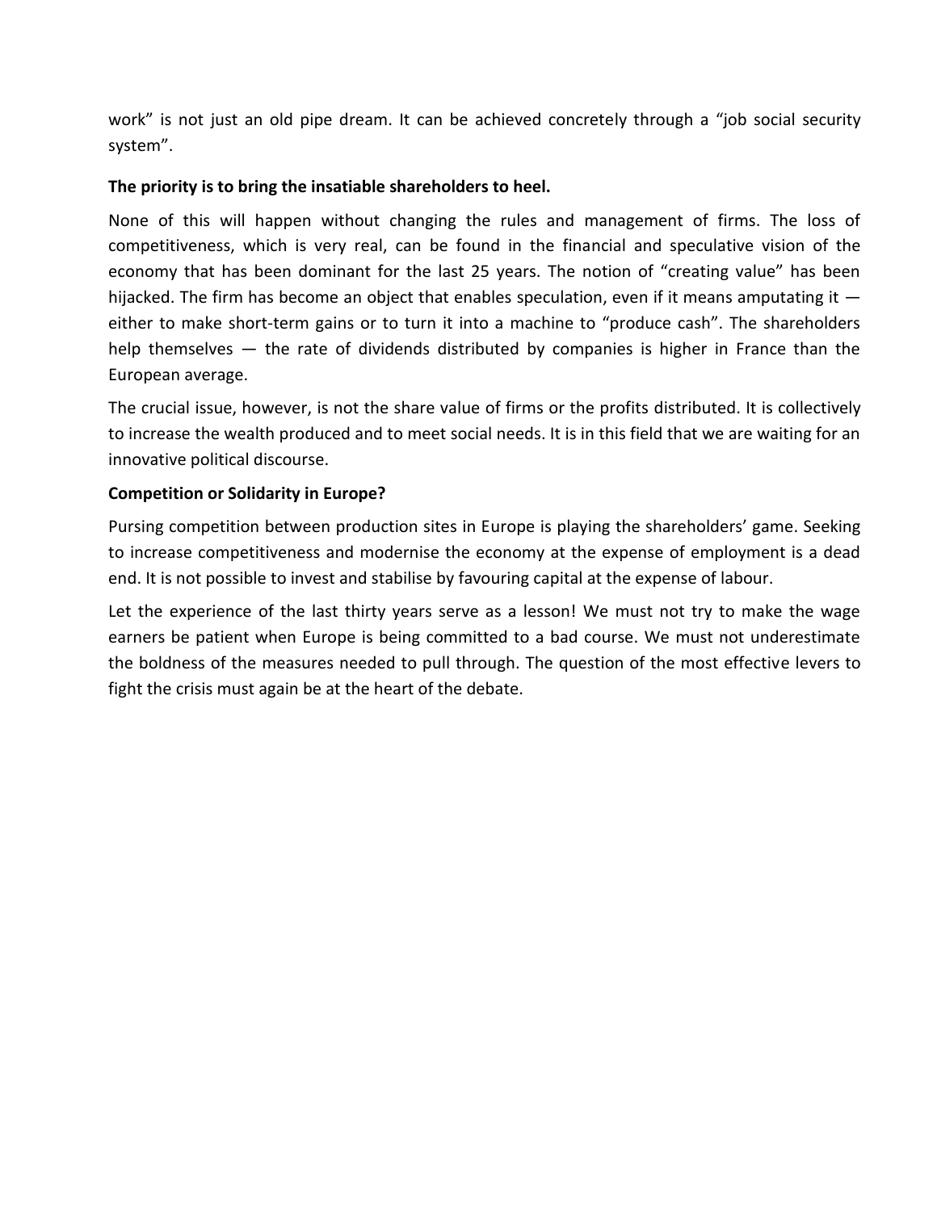work" is not just an old pipe dream. It can be achieved concretely through a "job social security system".

**The priority is to bring the insatiable shareholders to heel.**

None of this will happen without changing the rules and management of firms. The loss of competitiveness, which is very real, can be found in the financial and speculative vision of the economy that has been dominant for the last 25 years. The notion of "creating value" has been hijacked. The firm has become an object that enables speculation, even if it means amputating it — either to make short-term gains or to turn it into a machine to "produce cash". The shareholders help themselves — the rate of dividends distributed by companies is higher in France than the European average.

The crucial issue, however, is not the share value of firms or the profits distributed. It is collectively to increase the wealth produced and to meet social needs. It is in this field that we are waiting for an innovative political discourse.

**Competition or Solidarity in Europe?**

Pursing competition between production sites in Europe is playing the shareholders' game. Seeking to increase competitiveness and modernise the economy at the expense of employment is a dead end. It is not possible to invest and stabilise by favouring capital at the expense of labour.

Let the experience of the last thirty years serve as a lesson! We must not try to make the wage earners be patient when Europe is being committed to a bad course. We must not underestimate the boldness of the measures needed to pull through. The question of the most effective levers to fight the crisis must again be at the heart of the debate.